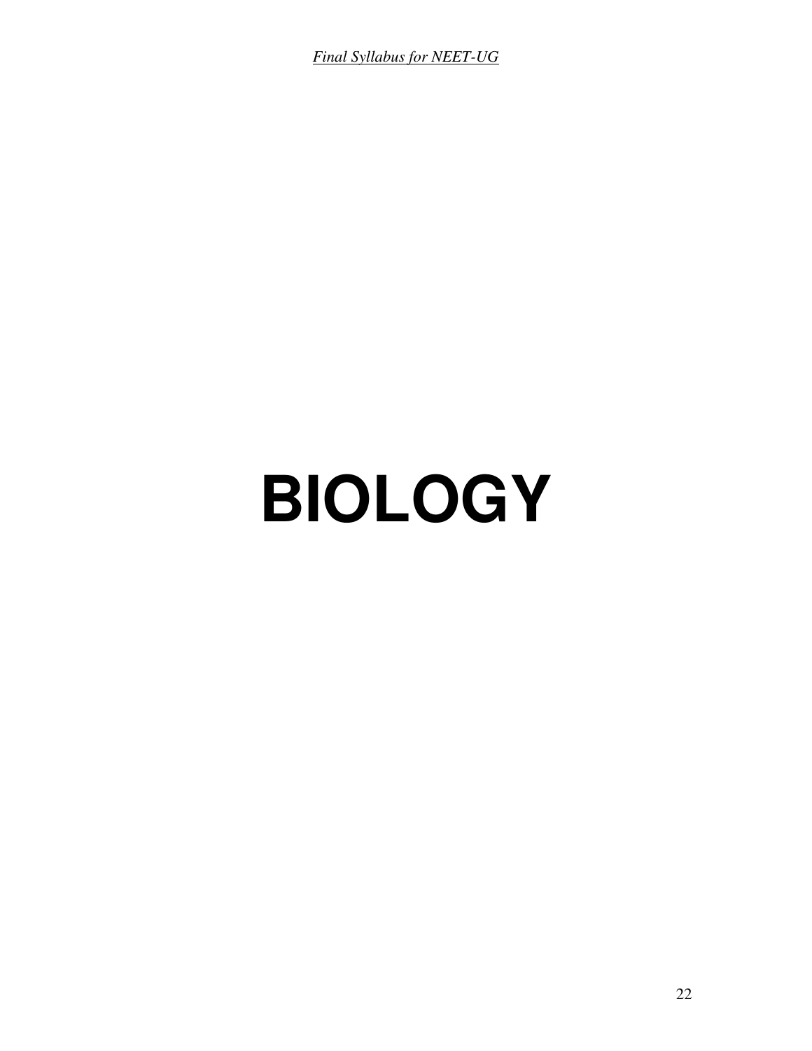# BIOLOGY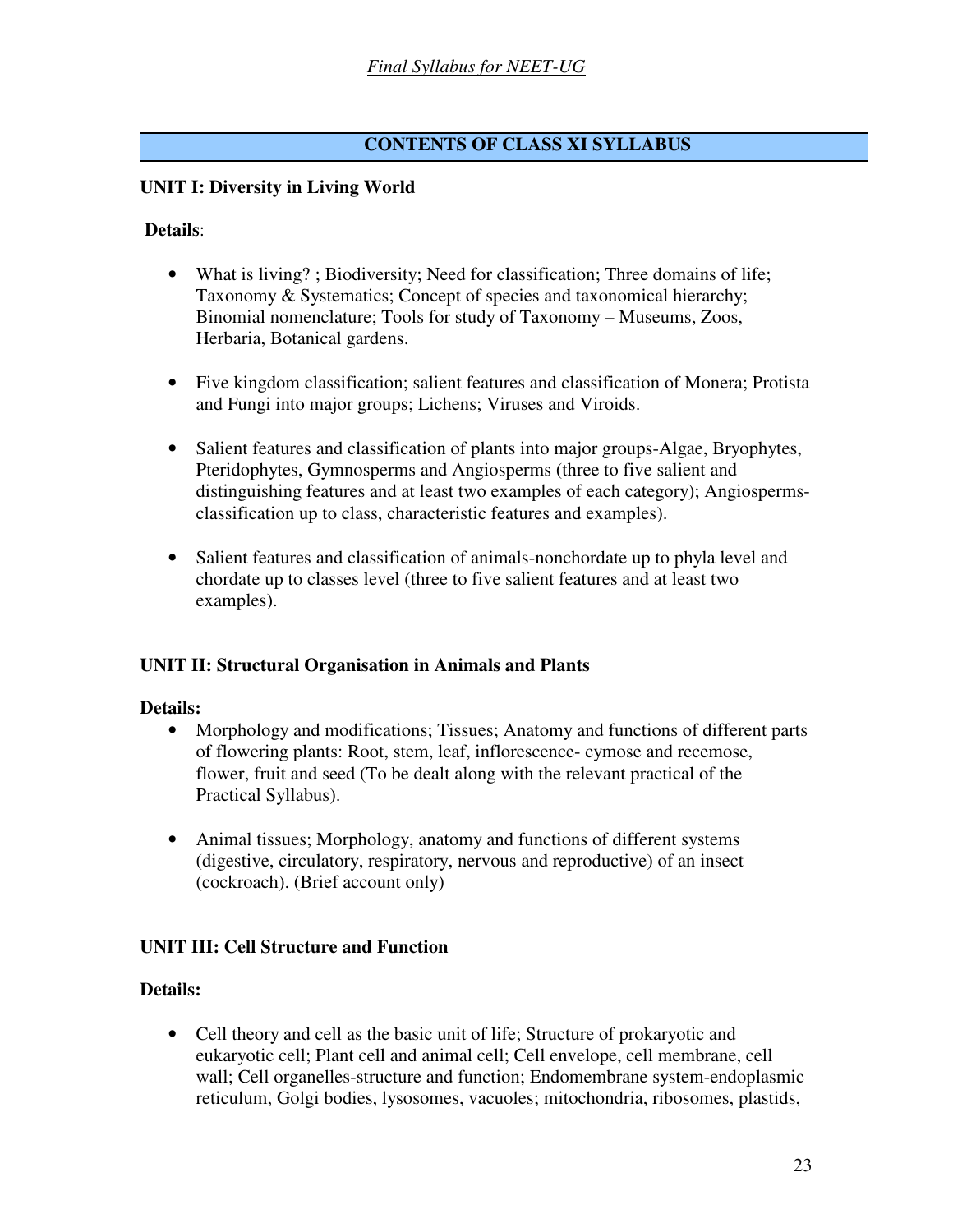## CONTENTS OF CLASS XI SYLLABUS

### UNIT I: Diversity in Living World

**Details**:

- What is living? ; Biodiversity; Need for classification; Three domains of life; Taxonomy & Systematics; Concept of species and taxonomical hierarchy; Binomial nomenclature; Tools for study of Taxonomy – Museums, Zoos, Herbaria, Botanical gardens.

- Five kingdom classification; salient features and classification of Monera; Protista and Fungi into major groups; Lichens; Viruses and Viroids.

- Salient features and classification of plants into major groups-Algae, Bryophytes, Pteridophytes, Gymnosperms and Angiosperms (three to five salient and distinguishing features and at least two examples of each category); Angiosperms-classification up to class, characteristic features and examples).

- Salient features and classification of animals-nonchordate up to phyla level and chordate up to classes level (three to five salient features and at least two examples).

### UNIT II: Structural Organisation in Animals and Plants

**Details:**

- Morphology and modifications; Tissues; Anatomy and functions of different parts of flowering plants: Root, stem, leaf, inflorescence- cymose and recemose, flower, fruit and seed (To be dealt along with the relevant practical of the Practical Syllabus).

- Animal tissues; Morphology, anatomy and functions of different systems (digestive, circulatory, respiratory, nervous and reproductive) of an insect (cockroach). (Brief account only)

### UNIT III: Cell Structure and Function

**Details:**

- Cell theory and cell as the basic unit of life; Structure of prokaryotic and eukaryotic cell; Plant cell and animal cell; Cell envelope, cell membrane, cell wall; Cell organelles-structure and function; Endomembrane system-endoplasmic reticulum, Golgi bodies, lysosomes, vacuoles; mitochondria, ribosomes, plastids,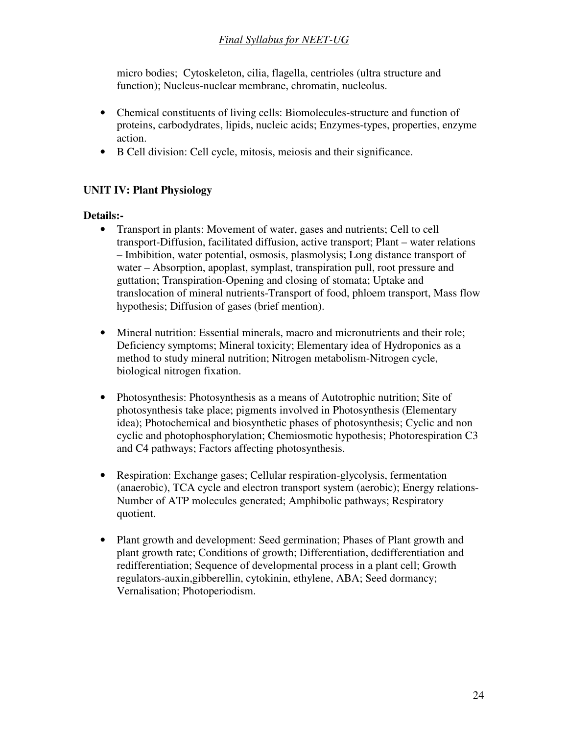micro bodies; Cytoskeleton, cilia, flagella, centrioles (ultra structure and function); Nucleus-nuclear membrane, chromatin, nucleolus.

- Chemical constituents of living cells: Biomolecules-structure and function of proteins, carbodydrates, lipids, nucleic acids; Enzymes-types, properties, enzyme action.
- B Cell division: Cell cycle, mitosis, meiosis and their significance.

**UNIT IV: Plant Physiology**

**Details:-**

- Transport in plants: Movement of water, gases and nutrients; Cell to cell transport-Diffusion, facilitated diffusion, active transport; Plant – water relations – Imbibition, water potential, osmosis, plasmolysis; Long distance transport of water – Absorption, apoplast, symplast, transpiration pull, root pressure and guttation; Transpiration-Opening and closing of stomata; Uptake and translocation of mineral nutrients-Transport of food, phloem transport, Mass flow hypothesis; Diffusion of gases (brief mention).

- Mineral nutrition: Essential minerals, macro and micronutrients and their role; Deficiency symptoms; Mineral toxicity; Elementary idea of Hydroponics as a method to study mineral nutrition; Nitrogen metabolism-Nitrogen cycle, biological nitrogen fixation.

- Photosynthesis: Photosynthesis as a means of Autotrophic nutrition; Site of photosynthesis take place; pigments involved in Photosynthesis (Elementary idea); Photochemical and biosynthetic phases of photosynthesis; Cyclic and non cyclic and photophosphorylation; Chemiosmotic hypothesis; Photorespiration C3 and C4 pathways; Factors affecting photosynthesis.

- Respiration: Exchange gases; Cellular respiration-glycolysis, fermentation (anaerobic), TCA cycle and electron transport system (aerobic); Energy relations-Number of ATP molecules generated; Amphibolic pathways; Respiratory quotient.

- Plant growth and development: Seed germination; Phases of Plant growth and plant growth rate; Conditions of growth; Differentiation, dedifferentiation and redifferentiation; Sequence of developmental process in a plant cell; Growth regulators-auxin,gibberellin, cytokinin, ethylene, ABA; Seed dormancy; Vernalisation; Photoperiodism.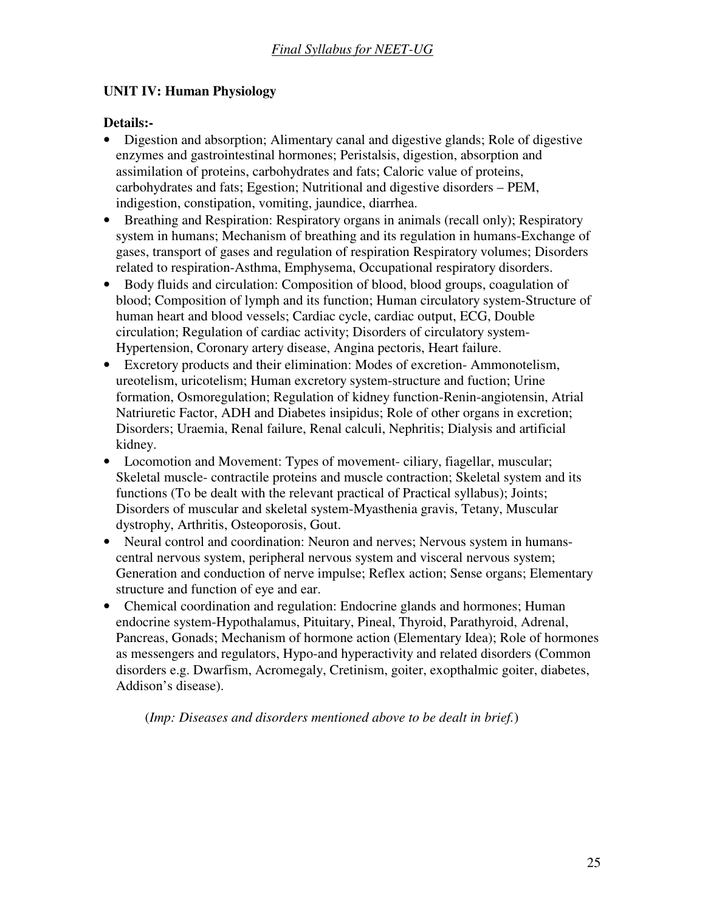## UNIT IV: Human Physiology

**Details:-**

- Digestion and absorption; Alimentary canal and digestive glands; Role of digestive enzymes and gastrointestinal hormones; Peristalsis, digestion, absorption and assimilation of proteins, carbohydrates and fats; Caloric value of proteins, carbohydrates and fats; Egestion; Nutritional and digestive disorders – PEM, indigestion, constipation, vomiting, jaundice, diarrhea.
- Breathing and Respiration: Respiratory organs in animals (recall only); Respiratory system in humans; Mechanism of breathing and its regulation in humans-Exchange of gases, transport of gases and regulation of respiration Respiratory volumes; Disorders related to respiration-Asthma, Emphysema, Occupational respiratory disorders.
- Body fluids and circulation: Composition of blood, blood groups, coagulation of blood; Composition of lymph and its function; Human circulatory system-Structure of human heart and blood vessels; Cardiac cycle, cardiac output, ECG, Double circulation; Regulation of cardiac activity; Disorders of circulatory system-Hypertension, Coronary artery disease, Angina pectoris, Heart failure.
- Excretory products and their elimination: Modes of excretion- Ammonotelism, ureotelism, uricotelism; Human excretory system-structure and fuction; Urine formation, Osmoregulation; Regulation of kidney function-Renin-angiotensin, Atrial Natriuretic Factor, ADH and Diabetes insipidus; Role of other organs in excretion; Disorders; Uraemia, Renal failure, Renal calculi, Nephritis; Dialysis and artificial kidney.
- Locomotion and Movement: Types of movement- ciliary, fiagellar, muscular; Skeletal muscle- contractile proteins and muscle contraction; Skeletal system and its functions (To be dealt with the relevant practical of Practical syllabus); Joints; Disorders of muscular and skeletal system-Myasthenia gravis, Tetany, Muscular dystrophy, Arthritis, Osteoporosis, Gout.
- Neural control and coordination: Neuron and nerves; Nervous system in humans-central nervous system, peripheral nervous system and visceral nervous system; Generation and conduction of nerve impulse; Reflex action; Sense organs; Elementary structure and function of eye and ear.
- Chemical coordination and regulation: Endocrine glands and hormones; Human endocrine system-Hypothalamus, Pituitary, Pineal, Thyroid, Parathyroid, Adrenal, Pancreas, Gonads; Mechanism of hormone action (Elementary Idea); Role of hormones as messengers and regulators, Hypo-and hyperactivity and related disorders (Common disorders e.g. Dwarfism, Acromegaly, Cretinism, goiter, exopthalmic goiter, diabetes, Addison's disease).

(*Imp: Diseases and disorders mentioned above to be dealt in brief.*)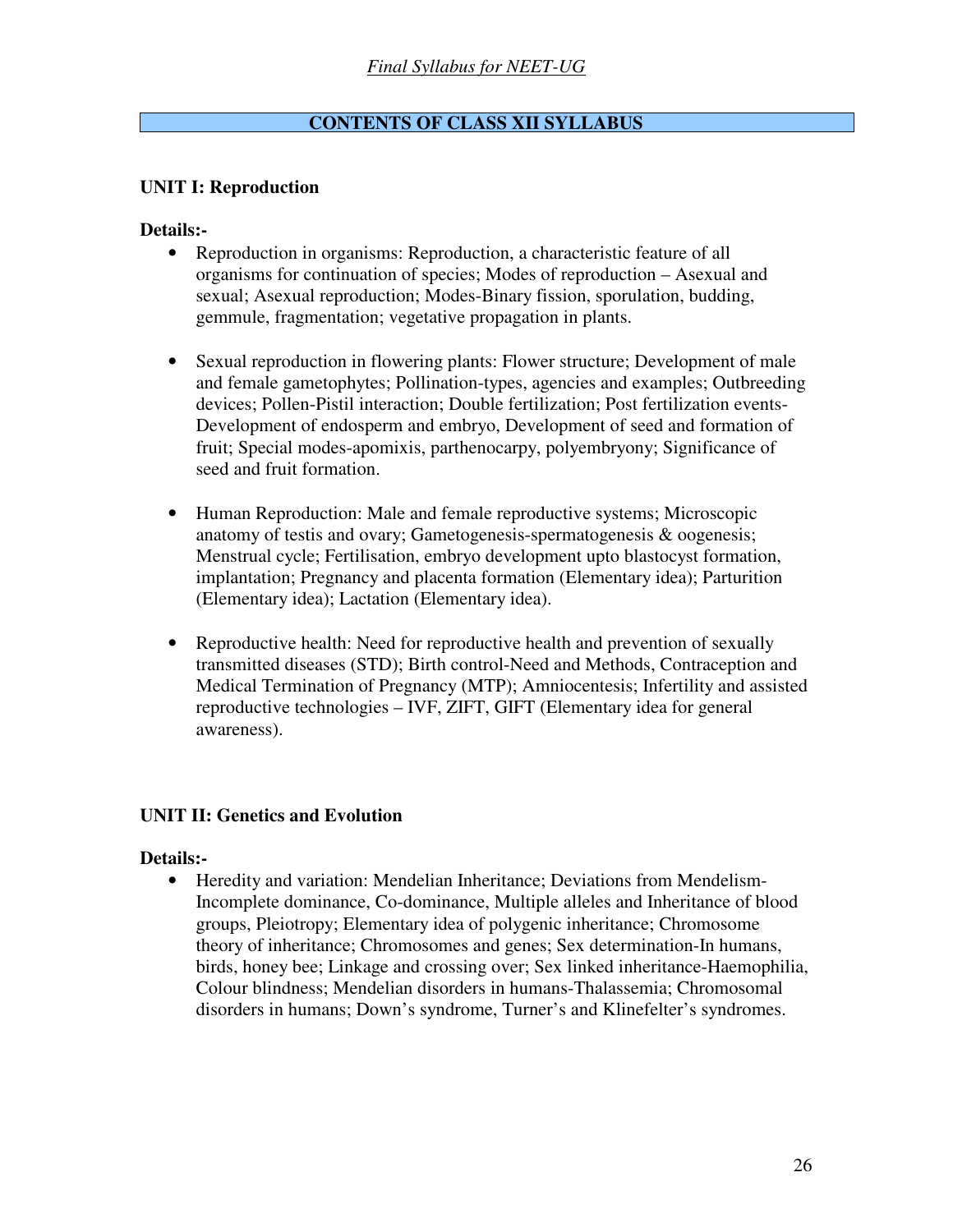*Final Syllabus for NEET-UG*

## CONTENTS OF CLASS XII SYLLABUS

### UNIT I: Reproduction

**Details:-**

- Reproduction in organisms: Reproduction, a characteristic feature of all organisms for continuation of species; Modes of reproduction – Asexual and sexual; Asexual reproduction; Modes-Binary fission, sporulation, budding, gemmule, fragmentation; vegetative propagation in plants.

- Sexual reproduction in flowering plants: Flower structure; Development of male and female gametophytes; Pollination-types, agencies and examples; Outbreeding devices; Pollen-Pistil interaction; Double fertilization; Post fertilization events-Development of endosperm and embryo, Development of seed and formation of fruit; Special modes-apomixis, parthenocarpy, polyembryony; Significance of seed and fruit formation.

- Human Reproduction: Male and female reproductive systems; Microscopic anatomy of testis and ovary; Gametogenesis-spermatogenesis & oogenesis; Menstrual cycle; Fertilisation, embryo development upto blastocyst formation, implantation; Pregnancy and placenta formation (Elementary idea); Parturition (Elementary idea); Lactation (Elementary idea).

- Reproductive health: Need for reproductive health and prevention of sexually transmitted diseases (STD); Birth control-Need and Methods, Contraception and Medical Termination of Pregnancy (MTP); Amniocentesis; Infertility and assisted reproductive technologies – IVF, ZIFT, GIFT (Elementary idea for general awareness).

### UNIT II: Genetics and Evolution

**Details:-**

- Heredity and variation: Mendelian Inheritance; Deviations from Mendelism-Incomplete dominance, Co-dominance, Multiple alleles and Inheritance of blood groups, Pleiotropy; Elementary idea of polygenic inheritance; Chromosome theory of inheritance; Chromosomes and genes; Sex determination-In humans, birds, honey bee; Linkage and crossing over; Sex linked inheritance-Haemophilia, Colour blindness; Mendelian disorders in humans-Thalassemia; Chromosomal disorders in humans; Down's syndrome, Turner's and Klinefelter's syndromes.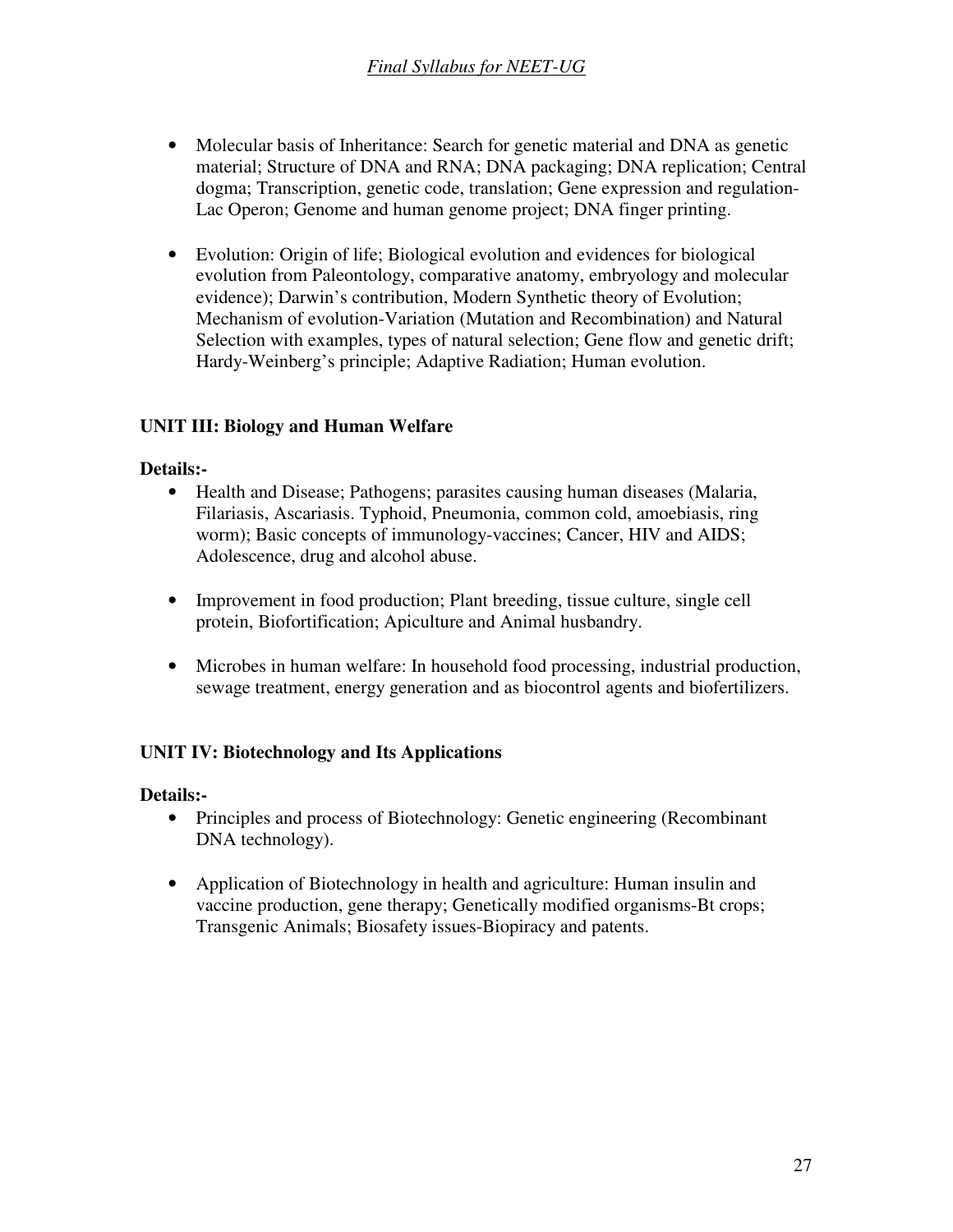- Molecular basis of Inheritance: Search for genetic material and DNA as genetic material; Structure of DNA and RNA; DNA packaging; DNA replication; Central dogma; Transcription, genetic code, translation; Gene expression and regulation-Lac Operon; Genome and human genome project; DNA finger printing.

- Evolution: Origin of life; Biological evolution and evidences for biological evolution from Paleontology, comparative anatomy, embryology and molecular evidence); Darwin's contribution, Modern Synthetic theory of Evolution; Mechanism of evolution-Variation (Mutation and Recombination) and Natural Selection with examples, types of natural selection; Gene flow and genetic drift; Hardy-Weinberg's principle; Adaptive Radiation; Human evolution.

### UNIT III: Biology and Human Welfare

**Details:-**

- Health and Disease; Pathogens; parasites causing human diseases (Malaria, Filariasis, Ascariasis. Typhoid, Pneumonia, common cold, amoebiasis, ring worm); Basic concepts of immunology-vaccines; Cancer, HIV and AIDS; Adolescence, drug and alcohol abuse.

- Improvement in food production; Plant breeding, tissue culture, single cell protein, Biofortification; Apiculture and Animal husbandry.

- Microbes in human welfare: In household food processing, industrial production, sewage treatment, energy generation and as biocontrol agents and biofertilizers.

### UNIT IV: Biotechnology and Its Applications

**Details:-**

- Principles and process of Biotechnology: Genetic engineering (Recombinant DNA technology).

- Application of Biotechnology in health and agriculture: Human insulin and vaccine production, gene therapy; Genetically modified organisms-Bt crops; Transgenic Animals; Biosafety issues-Biopiracy and patents.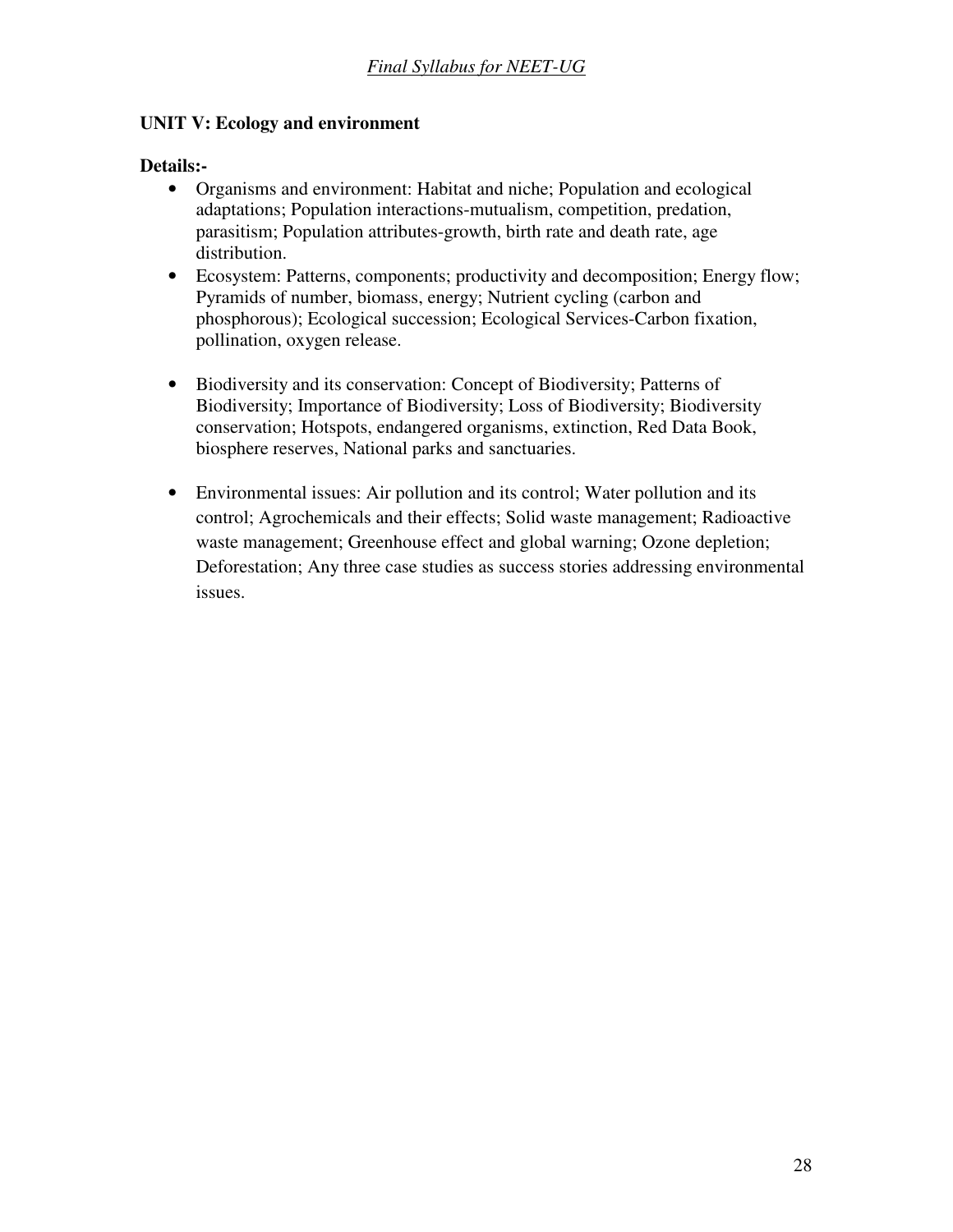**UNIT V: Ecology and environment**

**Details:-**

- Organisms and environment: Habitat and niche; Population and ecological adaptations; Population interactions-mutualism, competition, predation, parasitism; Population attributes-growth, birth rate and death rate, age distribution.
- Ecosystem: Patterns, components; productivity and decomposition; Energy flow; Pyramids of number, biomass, energy; Nutrient cycling (carbon and phosphorous); Ecological succession; Ecological Services-Carbon fixation, pollination, oxygen release.
- Biodiversity and its conservation: Concept of Biodiversity; Patterns of Biodiversity; Importance of Biodiversity; Loss of Biodiversity; Biodiversity conservation; Hotspots, endangered organisms, extinction, Red Data Book, biosphere reserves, National parks and sanctuaries.
- Environmental issues: Air pollution and its control; Water pollution and its control; Agrochemicals and their effects; Solid waste management; Radioactive waste management; Greenhouse effect and global warning; Ozone depletion; Deforestation; Any three case studies as success stories addressing environmental issues.